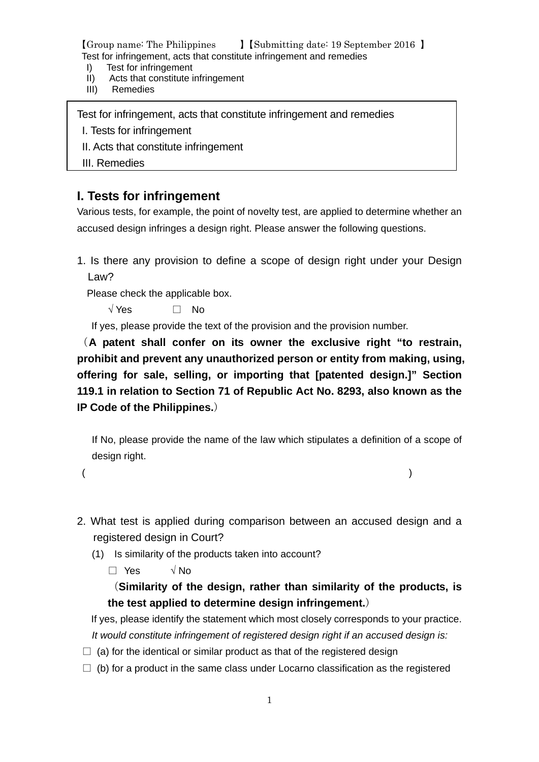【Group name: The Philippines 】【Submitting date: 19 September 2016 】

Test for infringement, acts that constitute infringement and remedies

I) Test for infringement
II) Acts that constitute infringement
III) Remedies

| Test for infringement, acts that constitute infringement and remedies<br>I. Tests for infringement<br>II. Acts that constitute infringement<br>III. Remedies |
|---|

## I. Tests for infringement

Various tests, for example, the point of novelty test, are applied to determine whether an accused design infringes a design right. Please answer the following questions.

1. Is there any provision to define a scope of design right under your Design Law?

   Please check the applicable box.

   √ Yes   □ No

   If yes, please provide the text of the provision and the provision number.

（**A patent shall confer on its owner the exclusive right "to restrain, prohibit and prevent any unauthorized person or entity from making, using, offering for sale, selling, or importing that [patented design.]" Section 119.1 in relation to Section 71 of Republic Act No. 8293, also known as the IP Code of the Philippines.**）

   If No, please provide the name of the law which stipulates a definition of a scope of design right.

(                                                                 )

2. What test is applied during comparison between an accused design and a registered design in Court?

   (1) Is similarity of the products taken into account?

   □ Yes   √ No

   （**Similarity of the design, rather than similarity of the products, is the test applied to determine design infringement.**）

   If yes, please identify the statement which most closely corresponds to your practice.

   *It would constitute infringement of registered design right if an accused design is:*

□ (a) for the identical or similar product as that of the registered design

□ (b) for a product in the same class under Locarno classification as the registered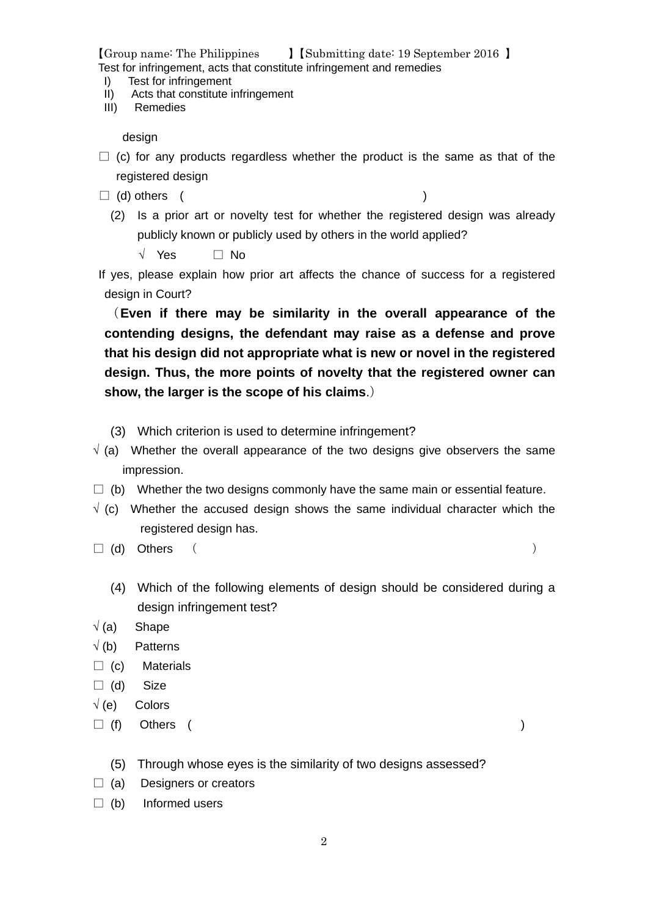【Group name: The Philippines 】【Submitting date: 19 September 2016 】
Test for infringement, acts that constitute infringement and remedies

- I) Test for infringement
- II) Acts that constitute infringement
- III) Remedies

design

□ (c) for any products regardless whether the product is the same as that of the registered design

□ (d) others ( )

(2) Is a prior art or novelty test for whether the registered design was already publicly known or publicly used by others in the world applied?

√ Yes □ No

If yes, please explain how prior art affects the chance of success for a registered design in Court?

（**Even if there may be similarity in the overall appearance of the contending designs, the defendant may raise as a defense and prove that his design did not appropriate what is new or novel in the registered design. Thus, the more points of novelty that the registered owner can show, the larger is the scope of his claims**.）

(3) Which criterion is used to determine infringement?

√ (a) Whether the overall appearance of the two designs give observers the same impression.

□ (b) Whether the two designs commonly have the same main or essential feature.

√ (c) Whether the accused design shows the same individual character which the registered design has.

□ (d) Others （ ）

(4) Which of the following elements of design should be considered during a design infringement test?

√ (a) Shape

√ (b) Patterns

□ (c) Materials

□ (d) Size

√ (e) Colors

□ (f) Others ( )

(5) Through whose eyes is the similarity of two designs assessed?

□ (a) Designers or creators

□ (b) Informed users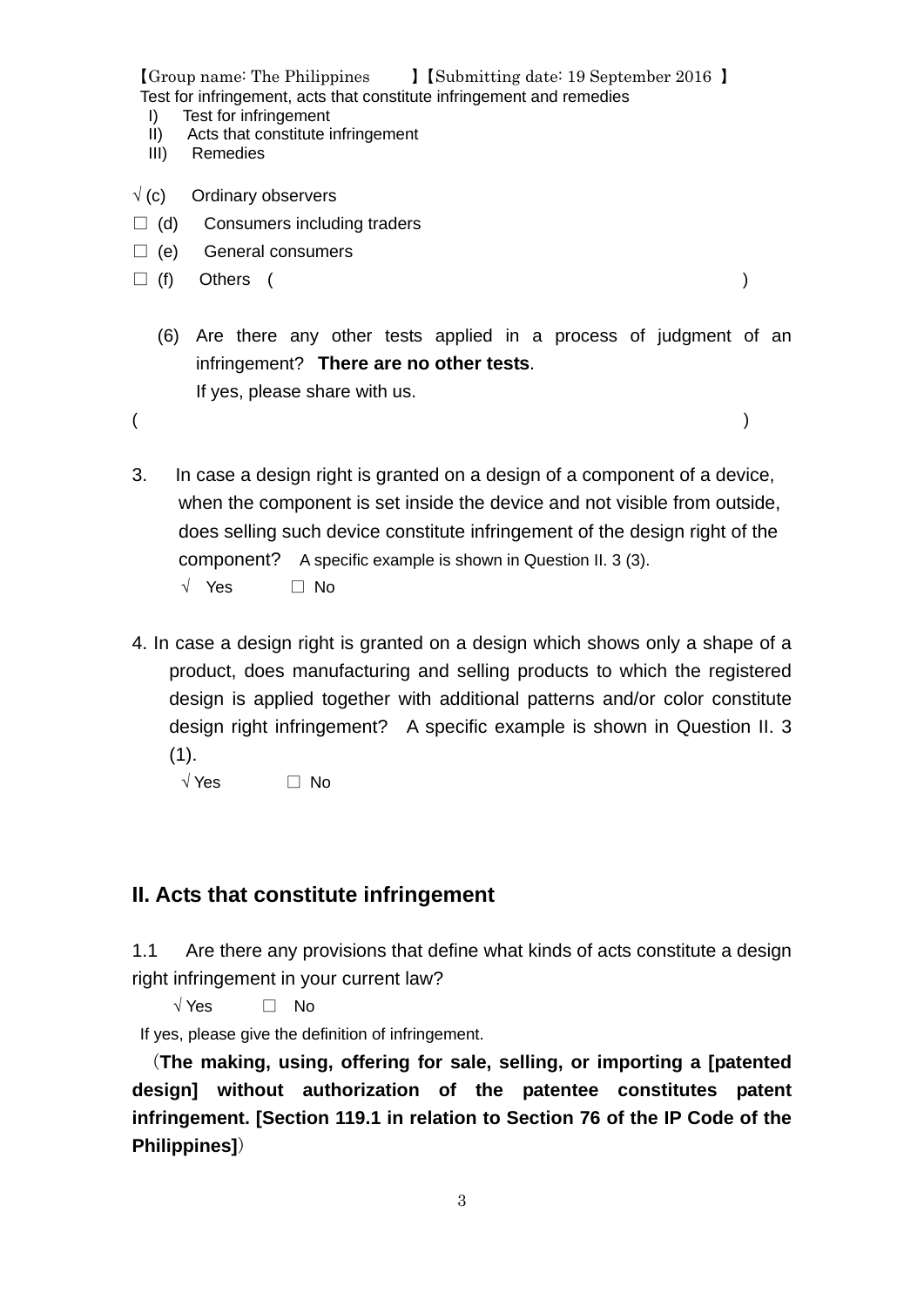【Group name: The Philippines 】【Submitting date: 19 September 2016 】

Test for infringement, acts that constitute infringement and remedies

I) Test for infringement
II) Acts that constitute infringement
III) Remedies

√ (c) Ordinary observers
☐ (d) Consumers including traders
☐ (e) General consumers
☐ (f) Others ( )

(6) Are there any other tests applied in a process of judgment of an infringement? **There are no other tests**.
If yes, please share with us.

( )

3. In case a design right is granted on a design of a component of a device, when the component is set inside the device and not visible from outside, does selling such device constitute infringement of the design right of the component? A specific example is shown in Question II. 3 (3).

√ Yes ☐ No

4. In case a design right is granted on a design which shows only a shape of a product, does manufacturing and selling products to which the registered design is applied together with additional patterns and/or color constitute design right infringement? A specific example is shown in Question II. 3 (1).

√ Yes ☐ No

## II. Acts that constitute infringement

1.1 Are there any provisions that define what kinds of acts constitute a design right infringement in your current law?

√ Yes ☐ No

If yes, please give the definition of infringement.

（**The making, using, offering for sale, selling, or importing a [patented design] without authorization of the patentee constitutes patent infringement. [Section 119.1 in relation to Section 76 of the IP Code of the Philippines]**）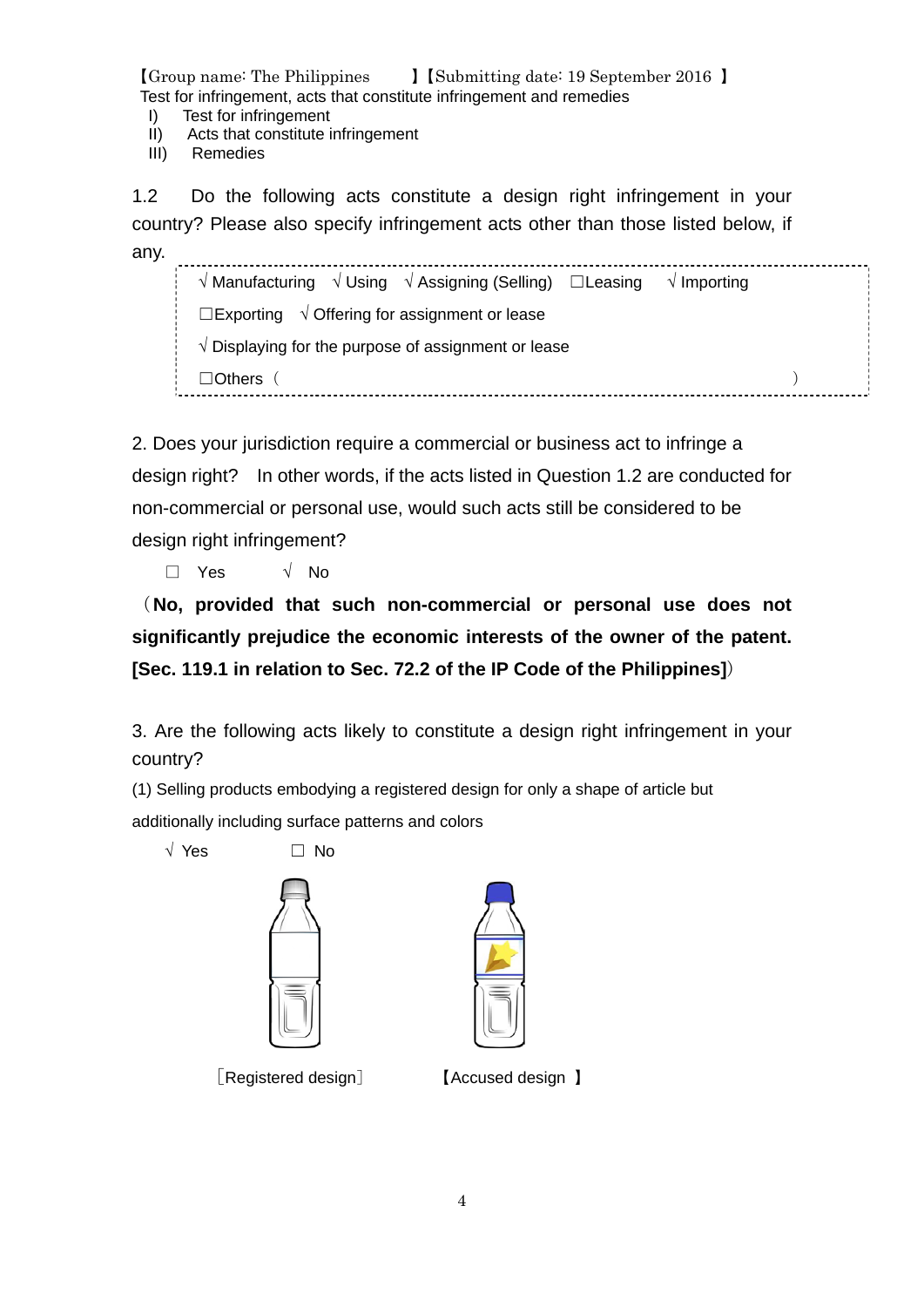【Group name: The Philippines 】【Submitting date: 19 September 2016 】

Test for infringement, acts that constitute infringement and remedies

I) Test for infringement
II) Acts that constitute infringement
III) Remedies

1.2 Do the following acts constitute a design right infringement in your country? Please also specify infringement acts other than those listed below, if any.

√ Manufacturing √ Using √ Assigning (Selling) ☐Leasing √ Importing

☐Exporting √ Offering for assignment or lease

√ Displaying for the purpose of assignment or lease

☐Others（ ）

2. Does your jurisdiction require a commercial or business act to infringe a design right? In other words, if the acts listed in Question 1.2 are conducted for non-commercial or personal use, would such acts still be considered to be design right infringement?

☐ Yes √ No

（**No, provided that such non-commercial or personal use does not significantly prejudice the economic interests of the owner of the patent. [Sec. 119.1 in relation to Sec. 72.2 of the IP Code of the Philippines]**）

3. Are the following acts likely to constitute a design right infringement in your country?

(1) Selling products embodying a registered design for only a shape of article but additionally including surface patterns and colors

√ Yes ☐ No

［Registered design］ 【Accused design 】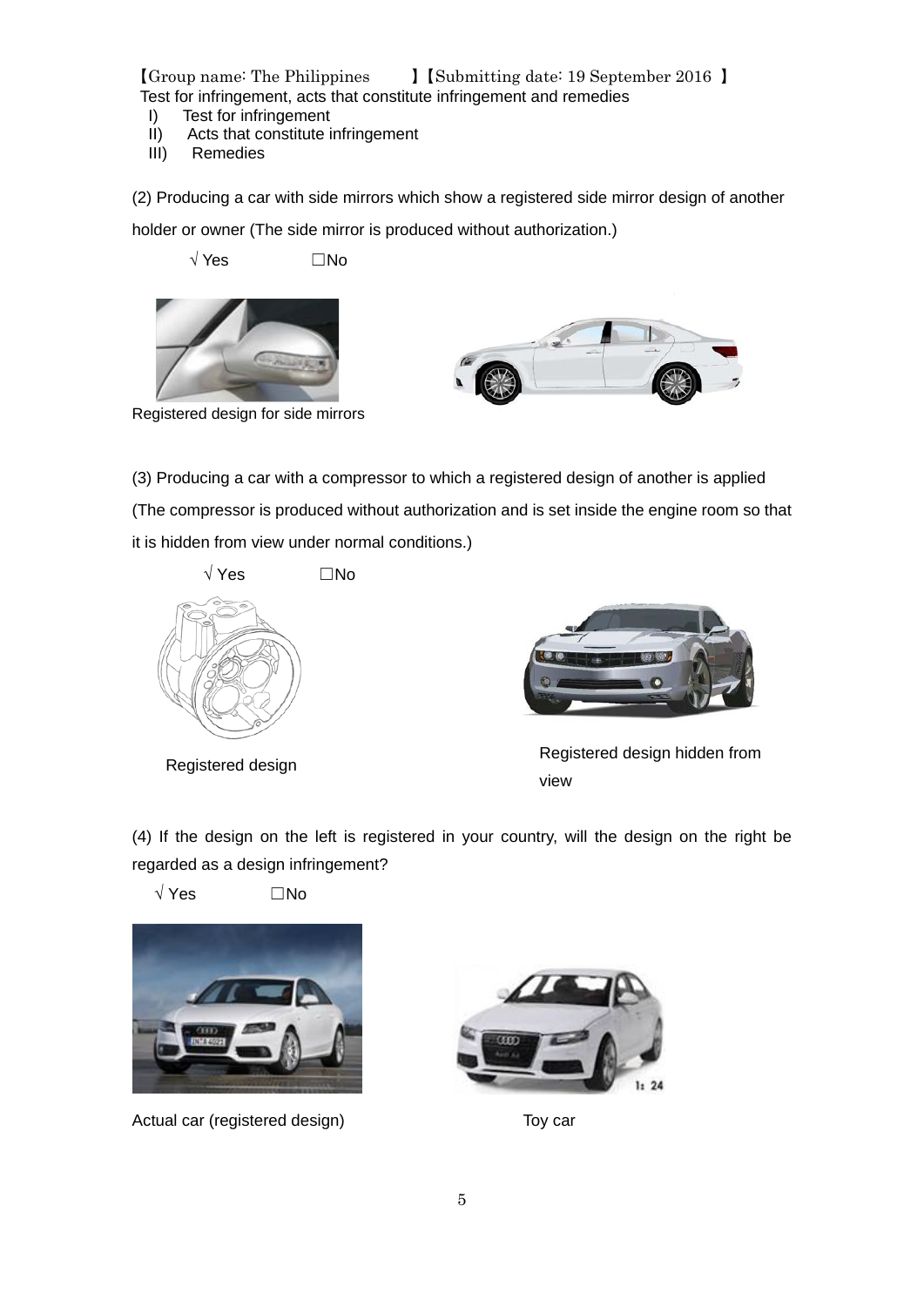【Group name: The Philippines 】【Submitting date: 19 September 2016 】

Test for infringement, acts that constitute infringement and remedies

I) Test for infringement
II) Acts that constitute infringement
III) Remedies

(2) Producing a car with side mirrors which show a registered side mirror design of another holder or owner (The side mirror is produced without authorization.)

√ Yes ☐No

Registered design for side mirrors

(3) Producing a car with a compressor to which a registered design of another is applied (The compressor is produced without authorization and is set inside the engine room so that it is hidden from view under normal conditions.)

√ Yes ☐No

Registered design

Registered design hidden from view

(4) If the design on the left is registered in your country, will the design on the right be regarded as a design infringement?

√ Yes ☐No

Actual car (registered design)

Toy car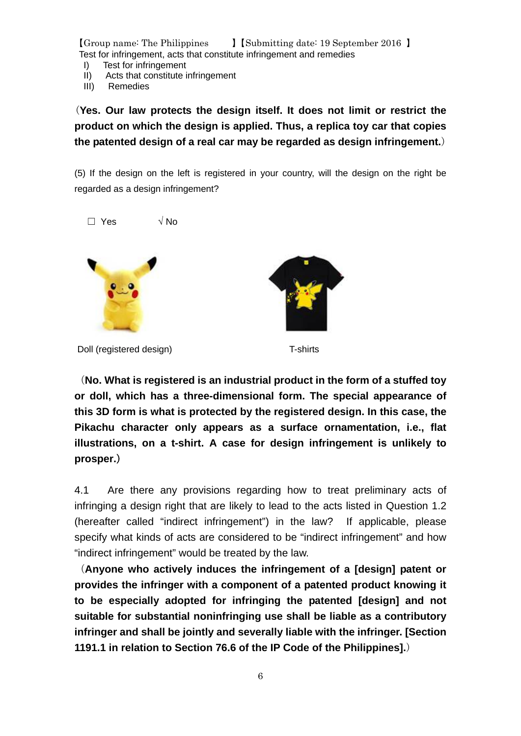【Group name: The Philippines 】【Submitting date: 19 September 2016 】

Test for infringement, acts that constitute infringement and remedies

I) Test for infringement
II) Acts that constitute infringement
III) Remedies

（**Yes. Our law protects the design itself. It does not limit or restrict the product on which the design is applied. Thus, a replica toy car that copies the patented design of a real car may be regarded as design infringement.**）

(5) If the design on the left is registered in your country, will the design on the right be regarded as a design infringement?

☐ Yes √ No

Doll (registered design) T-shirts

（**No. What is registered is an industrial product in the form of a stuffed toy or doll, which has a three-dimensional form. The special appearance of this 3D form is what is protected by the registered design. In this case, the Pikachu character only appears as a surface ornamentation, i.e., flat illustrations, on a t-shirt. A case for design infringement is unlikely to prosper.**）

4.1 Are there any provisions regarding how to treat preliminary acts of infringing a design right that are likely to lead to the acts listed in Question 1.2 (hereafter called "indirect infringement") in the law? If applicable, please specify what kinds of acts are considered to be "indirect infringement" and how "indirect infringement" would be treated by the law.

（**Anyone who actively induces the infringement of a [design] patent or provides the infringer with a component of a patented product knowing it to be especially adopted for infringing the patented [design] and not suitable for substantial noninfringing use shall be liable as a contributory infringer and shall be jointly and severally liable with the infringer. [Section 1191.1 in relation to Section 76.6 of the IP Code of the Philippines].**）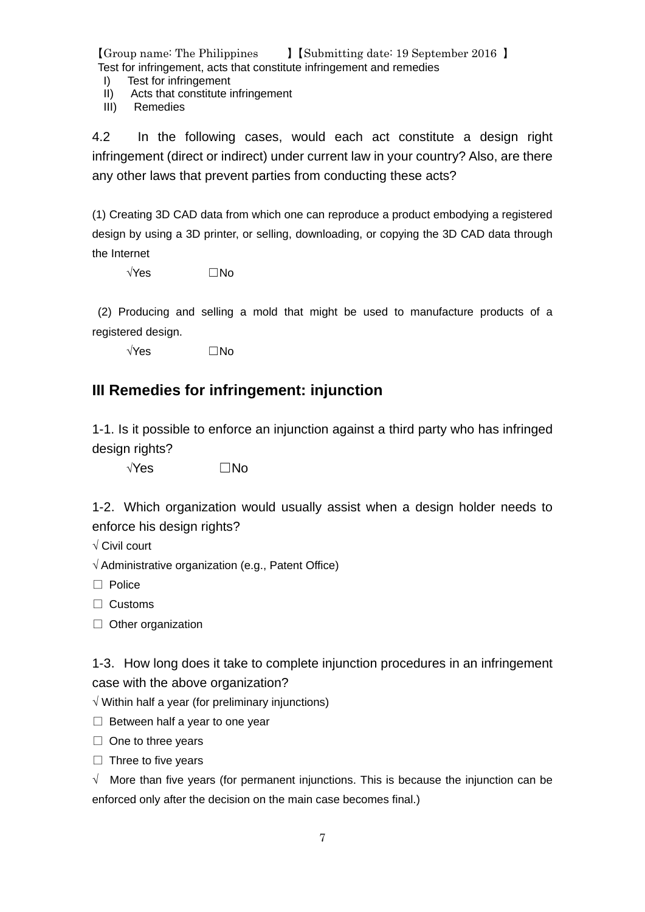【Group name: The Philippines 】【Submitting date: 19 September 2016 】

Test for infringement, acts that constitute infringement and remedies

I) Test for infringement

II) Acts that constitute infringement

III) Remedies

4.2 In the following cases, would each act constitute a design right infringement (direct or indirect) under current law in your country? Also, are there any other laws that prevent parties from conducting these acts?

(1) Creating 3D CAD data from which one can reproduce a product embodying a registered design by using a 3D printer, or selling, downloading, or copying the 3D CAD data through the Internet

√Yes ☐No

(2) Producing and selling a mold that might be used to manufacture products of a registered design.

√Yes ☐No

## III Remedies for infringement: injunction

1-1. Is it possible to enforce an injunction against a third party who has infringed design rights?

√Yes ☐No

1-2. Which organization would usually assist when a design holder needs to enforce his design rights?

√ Civil court

√ Administrative organization (e.g., Patent Office)

☐ Police

☐ Customs

☐ Other organization

1-3. How long does it take to complete injunction procedures in an infringement case with the above organization?

√ Within half a year (for preliminary injunctions)

☐ Between half a year to one year

☐ One to three years

☐ Three to five years

√ More than five years (for permanent injunctions. This is because the injunction can be enforced only after the decision on the main case becomes final.)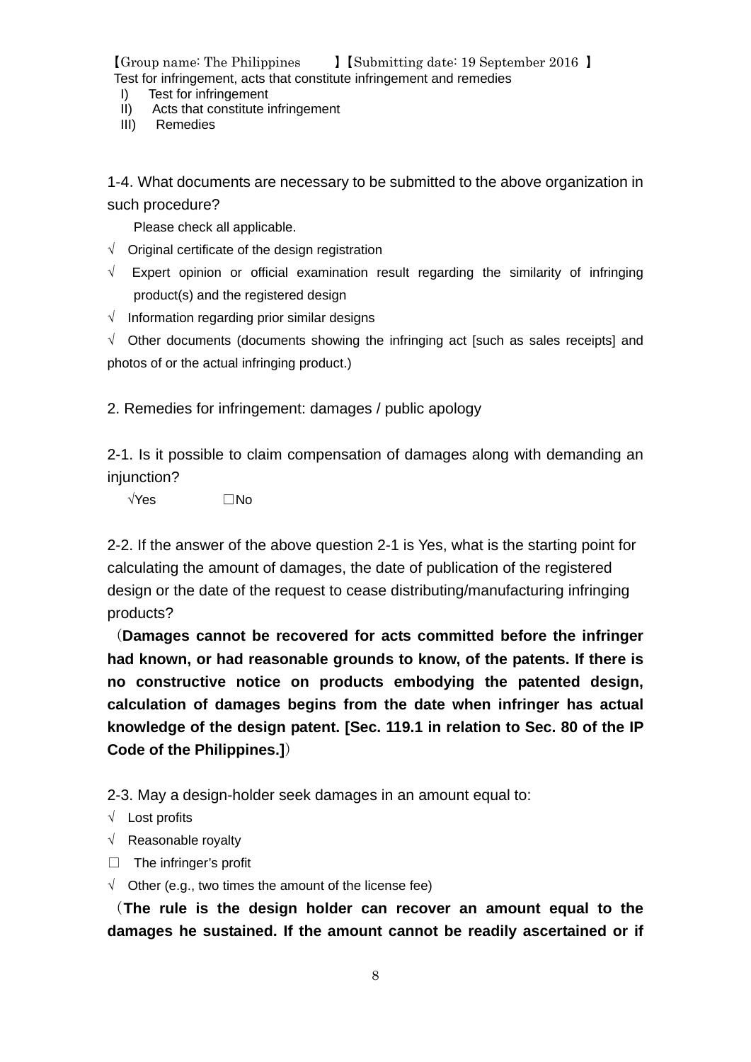【Group name: The Philippines 】【Submitting date: 19 September 2016 】

Test for infringement, acts that constitute infringement and remedies

I) Test for infringement
II) Acts that constitute infringement
III) Remedies

1-4. What documents are necessary to be submitted to the above organization in such procedure?

Please check all applicable.

√ Original certificate of the design registration

√ Expert opinion or official examination result regarding the similarity of infringing product(s) and the registered design

√ Information regarding prior similar designs

√ Other documents (documents showing the infringing act [such as sales receipts] and photos of or the actual infringing product.)

2. Remedies for infringement: damages / public apology

2-1. Is it possible to claim compensation of damages along with demanding an injunction?

√Yes ☐No

2-2. If the answer of the above question 2-1 is Yes, what is the starting point for calculating the amount of damages, the date of publication of the registered design or the date of the request to cease distributing/manufacturing infringing products?

（**Damages cannot be recovered for acts committed before the infringer had known, or had reasonable grounds to know, of the patents. If there is no constructive notice on products embodying the patented design, calculation of damages begins from the date when infringer has actual knowledge of the design patent. [Sec. 119.1 in relation to Sec. 80 of the IP Code of the Philippines.]**）

2-3. May a design-holder seek damages in an amount equal to:

√ Lost profits

√ Reasonable royalty

☐ The infringer's profit

√ Other (e.g., two times the amount of the license fee)

（**The rule is the design holder can recover an amount equal to the damages he sustained. If the amount cannot be readily ascertained or if**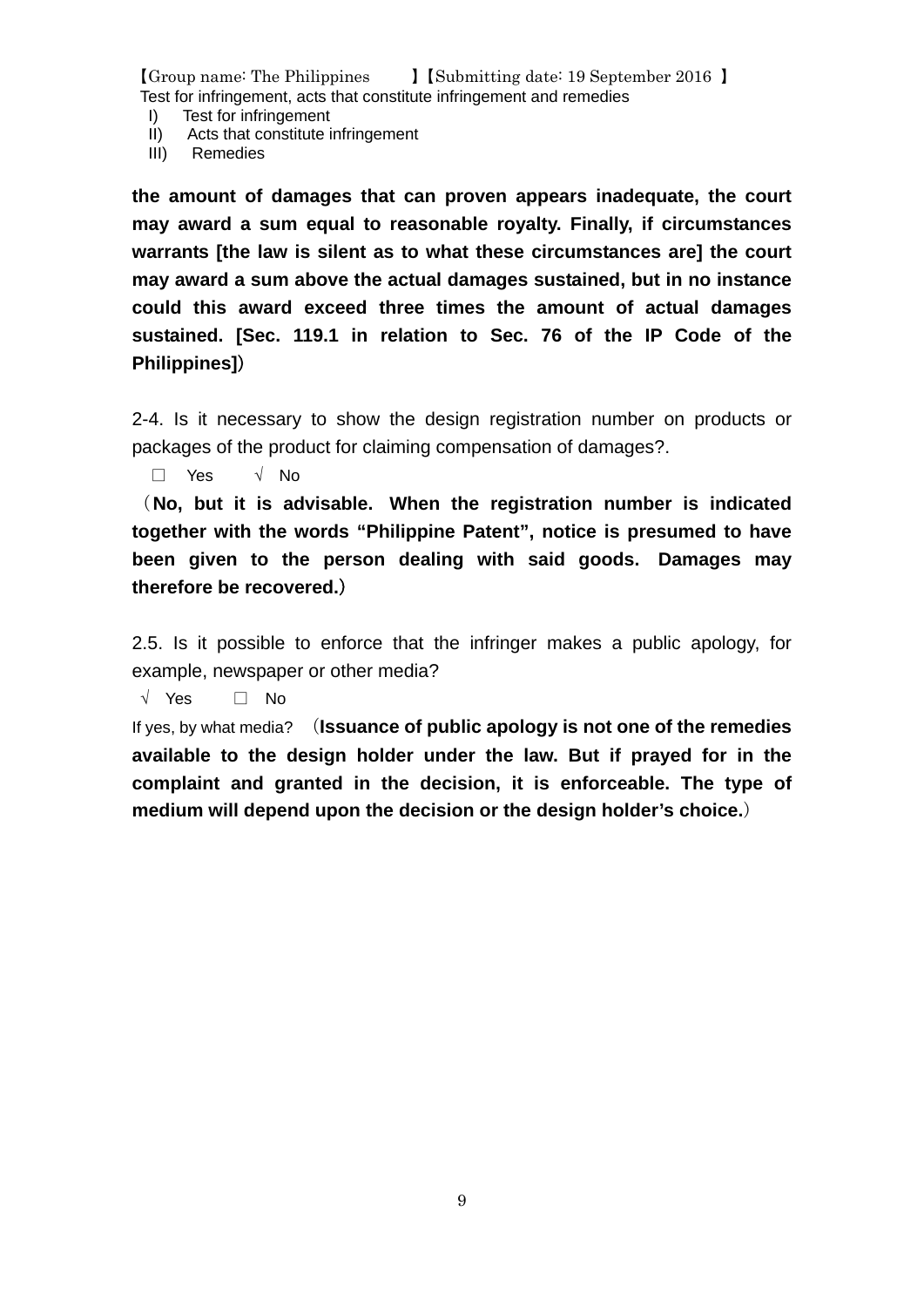【Group name: The Philippines 】【Submitting date: 19 September 2016 】
Test for infringement, acts that constitute infringement and remedies

I) Test for infringement
II) Acts that constitute infringement
III) Remedies

**the amount of damages that can proven appears inadequate, the court may award a sum equal to reasonable royalty. Finally, if circumstances warrants [the law is silent as to what these circumstances are] the court may award a sum above the actual damages sustained, but in no instance could this award exceed three times the amount of actual damages sustained. [Sec. 119.1 in relation to Sec. 76 of the IP Code of the Philippines]**）

2-4. Is it necessary to show the design registration number on products or packages of the product for claiming compensation of damages?.

□ Yes √ No

（**No, but it is advisable. When the registration number is indicated together with the words "Philippine Patent", notice is presumed to have been given to the person dealing with said goods. Damages may therefore be recovered.**）

2.5. Is it possible to enforce that the infringer makes a public apology, for example, newspaper or other media?

√ Yes □ No

If yes, by what media? （**Issuance of public apology is not one of the remedies available to the design holder under the law. But if prayed for in the complaint and granted in the decision, it is enforceable. The type of medium will depend upon the decision or the design holder's choice.**）